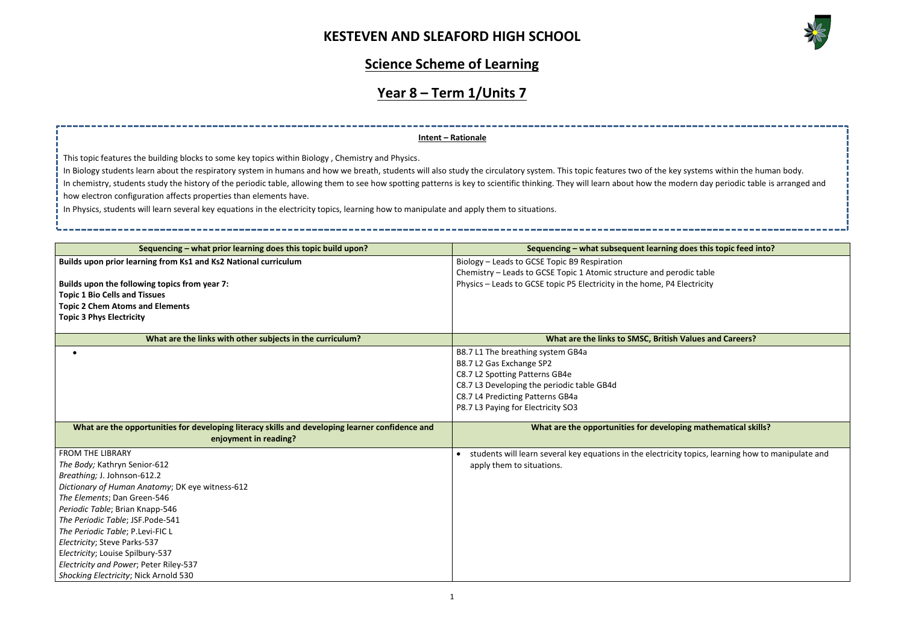# KESTEVEN AND SLEAFORD HIGH SCHOOL

## Science Scheme of Learning

## Year 8 – Term 1/Units 7

**Intent – Rationale**

This topic features the building blocks to some key topics within Biology , Chemistry and Physics.

In Biology students learn about the respiratory system in humans and how we breath, students will also study the circulatory system. This topic features two of the key systems within the human body.

In chemistry, students study the history of the periodic table, allowing them to see how spotting patterns is key to scientific thinking. They will learn about how the modern day periodic table is arranged and how electron configuration affects properties than elements have.

In Physics, students will learn several key equations in the electricity topics, learning how to manipulate and apply them to situations.

| Sequencing – what prior learning does this topic build upon? | Sequencing – what subsequent learning does this topic feed into? |
|---|---|
| **Builds upon prior learning from Ks1 and Ks2 National curriculum**<br><br>**Builds upon the following topics from year 7:**<br>**Topic 1 Bio Cells and Tissues**<br>**Topic 2 Chem Atoms and Elements**<br>**Topic 3 Phys Electricity** | Biology – Leads to GCSE Topic B9 Respiration<br>Chemistry – Leads to GCSE Topic 1 Atomic structure and perodic table<br>Physics – Leads to GCSE topic P5 Electricity in the home, P4 Electricity |
| **What are the links with other subjects in the curriculum?** | **What are the links to SMSC, British Values and Careers?** |
| • | B8.7 L1 The breathing system GB4a<br>B8.7 L2 Gas Exchange SP2<br>C8.7 L2 Spotting Patterns GB4e<br>C8.7 L3 Developing the periodic table GB4d<br>C8.7 L4 Predicting Patterns GB4a<br>P8.7 L3 Paying for Electricity SO3 |
| **What are the opportunities for developing literacy skills and developing learner confidence and enjoyment in reading?** | **What are the opportunities for developing mathematical skills?** |
| FROM THE LIBRARY<br>*The Body;* Kathryn Senior-612<br>*Breathing;* J. Johnson-612.2<br>*Dictionary of Human Anatomy*; DK eye witness-612<br>*The Elements*; Dan Green-546<br>*Periodic Table*; Brian Knapp-546<br>*The Periodic Table*; JSF.Pode-541<br>*The Periodic Table*; P.Levi-FIC L<br>*Electricity*; Steve Parks-537<br>*Electricity*; Louise Spilbury-537<br>*Electricity and Power*; Peter Riley-537<br>*Shocking Electricity*; Nick Arnold 530 | • students will learn several key equations in the electricity topics, learning how to manipulate and apply them to situations. |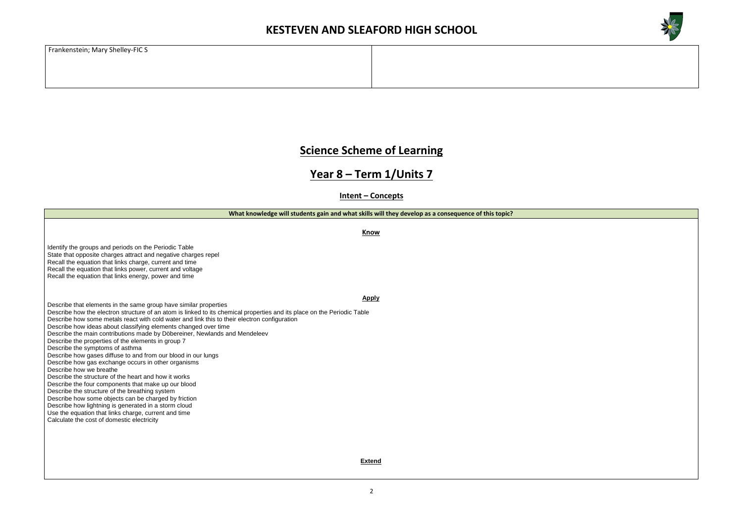| Frankenstein; Mary Shelley-FIC S | |
|---|---|

# Science Scheme of Learning

## Year 8 – Term 1/Units 7

### Intent – Concepts

| What knowledge will students gain and what skills will they develop as a consequence of this topic? |
|---|
| **Know**<br><br>Identify the groups and periods on the Periodic Table<br>State that opposite charges attract and negative charges repel<br>Recall the equation that links charge, current and time<br>Recall the equation that links power, current and voltage<br>Recall the equation that links energy, power and time<br><br>**Apply**<br><br>Describe that elements in the same group have similar properties<br>Describe how the electron structure of an atom is linked to its chemical properties and its place on the Periodic Table<br>Describe how some metals react with cold water and link this to their electron configuration<br>Describe how ideas about classifying elements changed over time<br>Describe the main contributions made by Döbereiner, Newlands and Mendeleev<br>Describe the properties of the elements in group 7<br>Describe the symptoms of asthma<br>Describe how gases diffuse to and from our blood in our lungs<br>Describe how gas exchange occurs in other organisms<br>Describe how we breathe<br>Describe the structure of the heart and how it works<br>Describe the four components that make up our blood<br>Describe the structure of the breathing system<br>Describe how some objects can be charged by friction<br>Describe how lightning is generated in a storm cloud<br>Use the equation that links charge, current and time<br>Calculate the cost of domestic electricity<br><br>**Extend** |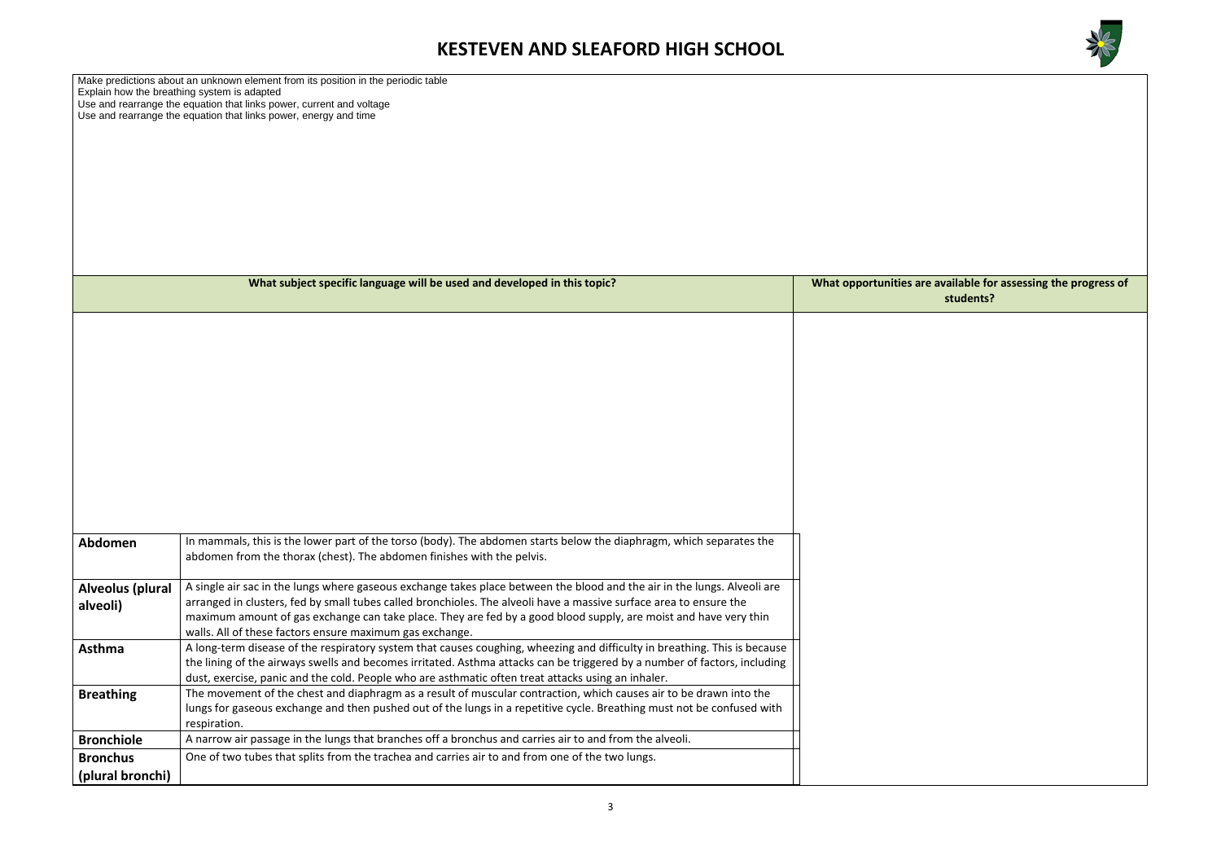# KESTEVEN AND SLEAFORD HIGH SCHOOL

Make predictions about an unknown element from its position in the periodic table
Explain how the breathing system is adapted
Use and rearrange the equation that links power, current and voltage
Use and rearrange the equation that links power, energy and time

| What subject specific language will be used and developed in this topic? | | What opportunities are available for assessing the progress of students? |
|---|---|---|
| **Abdomen** | In mammals, this is the lower part of the torso (body). The abdomen starts below the diaphragm, which separates the abdomen from the thorax (chest). The abdomen finishes with the pelvis. | |
| **Alveolus (plural alveoli)** | A single air sac in the lungs where gaseous exchange takes place between the blood and the air in the lungs. Alveoli are arranged in clusters, fed by small tubes called bronchioles. The alveoli have a massive surface area to ensure the maximum amount of gas exchange can take place. They are fed by a good blood supply, are moist and have very thin walls. All of these factors ensure maximum gas exchange. | |
| **Asthma** | A long-term disease of the respiratory system that causes coughing, wheezing and difficulty in breathing. This is because the lining of the airways swells and becomes irritated. Asthma attacks can be triggered by a number of factors, including dust, exercise, panic and the cold. People who are asthmatic often treat attacks using an inhaler. | |
| **Breathing** | The movement of the chest and diaphragm as a result of muscular contraction, which causes air to be drawn into the lungs for gaseous exchange and then pushed out of the lungs in a repetitive cycle. Breathing must not be confused with respiration. | |
| **Bronchiole** | A narrow air passage in the lungs that branches off a bronchus and carries air to and from the alveoli. | |
| **Bronchus (plural bronchi)** | One of two tubes that splits from the trachea and carries air to and from one of the two lungs. | |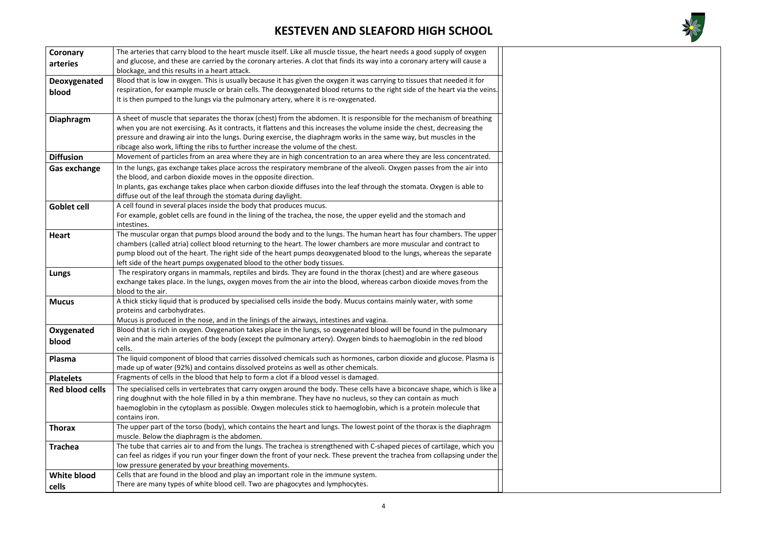# KESTEVEN AND SLEAFORD HIGH SCHOOL

| Term | Definition | |
|---|---|---|
| **Coronary arteries** | The arteries that carry blood to the heart muscle itself. Like all muscle tissue, the heart needs a good supply of oxygen and glucose, and these are carried by the coronary arteries. A clot that finds its way into a coronary artery will cause a blockage, and this results in a heart attack. | |
| **Deoxygenated blood** | Blood that is low in oxygen. This is usually because it has given the oxygen it was carrying to tissues that needed it for respiration, for example muscle or brain cells. The deoxygenated blood returns to the right side of the heart via the veins. It is then pumped to the lungs via the pulmonary artery, where it is re-oxygenated. | |
| **Diaphragm** | A sheet of muscle that separates the thorax (chest) from the abdomen. It is responsible for the mechanism of breathing when you are not exercising. As it contracts, it flattens and this increases the volume inside the chest, decreasing the pressure and drawing air into the lungs. During exercise, the diaphragm works in the same way, but muscles in the ribcage also work, lifting the ribs to further increase the volume of the chest. | |
| **Diffusion** | Movement of particles from an area where they are in high concentration to an area where they are less concentrated. | |
| **Gas exchange** | In the lungs, gas exchange takes place across the respiratory membrane of the alveoli. Oxygen passes from the air into the blood, and carbon dioxide moves in the opposite direction. In plants, gas exchange takes place when carbon dioxide diffuses into the leaf through the stomata. Oxygen is able to diffuse out of the leaf through the stomata during daylight. | |
| **Goblet cell** | A cell found in several places inside the body that produces mucus. For example, goblet cells are found in the lining of the trachea, the nose, the upper eyelid and the stomach and intestines. | |
| **Heart** | The muscular organ that pumps blood around the body and to the lungs. The human heart has four chambers. The upper chambers (called atria) collect blood returning to the heart. The lower chambers are more muscular and contract to pump blood out of the heart. The right side of the heart pumps deoxygenated blood to the lungs, whereas the separate left side of the heart pumps oxygenated blood to the other body tissues. | |
| **Lungs** | The respiratory organs in mammals, reptiles and birds. They are found in the thorax (chest) and are where gaseous exchange takes place. In the lungs, oxygen moves from the air into the blood, whereas carbon dioxide moves from the blood to the air. | |
| **Mucus** | A thick sticky liquid that is produced by specialised cells inside the body. Mucus contains mainly water, with some proteins and carbohydrates. Mucus is produced in the nose, and in the linings of the airways, intestines and vagina. | |
| **Oxygenated blood** | Blood that is rich in oxygen. Oxygenation takes place in the lungs, so oxygenated blood will be found in the pulmonary vein and the main arteries of the body (except the pulmonary artery). Oxygen binds to haemoglobin in the red blood cells. | |
| **Plasma** | The liquid component of blood that carries dissolved chemicals such as hormones, carbon dioxide and glucose. Plasma is made up of water (92%) and contains dissolved proteins as well as other chemicals. | |
| **Platelets** | Fragments of cells in the blood that help to form a clot if a blood vessel is damaged. | |
| **Red blood cells** | The specialised cells in vertebrates that carry oxygen around the body. These cells have a biconcave shape, which is like a ring doughnut with the hole filled in by a thin membrane. They have no nucleus, so they can contain as much haemoglobin in the cytoplasm as possible. Oxygen molecules stick to haemoglobin, which is a protein molecule that contains iron. | |
| **Thorax** | The upper part of the torso (body), which contains the heart and lungs. The lowest point of the thorax is the diaphragm muscle. Below the diaphragm is the abdomen. | |
| **Trachea** | The tube that carries air to and from the lungs. The trachea is strengthened with C-shaped pieces of cartilage, which you can feel as ridges if you run your finger down the front of your neck. These prevent the trachea from collapsing under the low pressure generated by your breathing movements. | |
| **White blood cells** | Cells that are found in the blood and play an important role in the immune system. There are many types of white blood cell. Two are phagocytes and lymphocytes. | |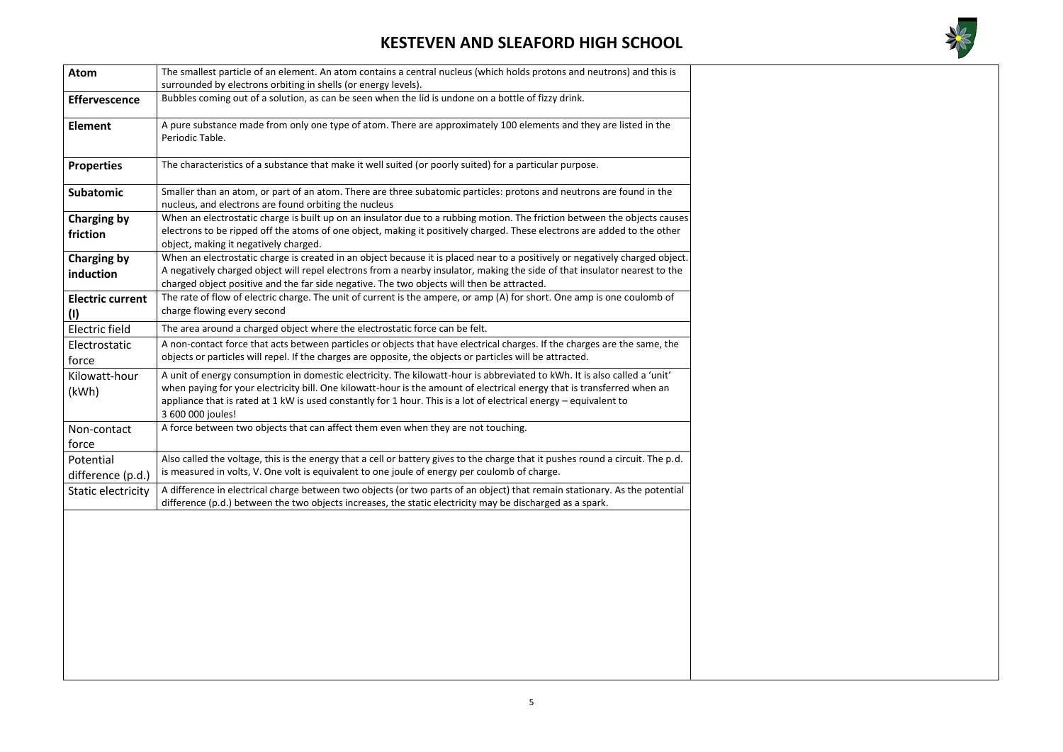# KESTEVEN AND SLEAFORD HIGH SCHOOL

| Term | Definition |
|---|---|
| **Atom** | The smallest particle of an element. An atom contains a central nucleus (which holds protons and neutrons) and this is surrounded by electrons orbiting in shells (or energy levels). |
| **Effervescence** | Bubbles coming out of a solution, as can be seen when the lid is undone on a bottle of fizzy drink. |
| **Element** | A pure substance made from only one type of atom. There are approximately 100 elements and they are listed in the Periodic Table. |
| **Properties** | The characteristics of a substance that make it well suited (or poorly suited) for a particular purpose. |
| **Subatomic** | Smaller than an atom, or part of an atom. There are three subatomic particles: protons and neutrons are found in the nucleus, and electrons are found orbiting the nucleus |
| **Charging by friction** | When an electrostatic charge is built up on an insulator due to a rubbing motion. The friction between the objects causes electrons to be ripped off the atoms of one object, making it positively charged. These electrons are added to the other object, making it negatively charged. |
| **Charging by induction** | When an electrostatic charge is created in an object because it is placed near to a positively or negatively charged object. A negatively charged object will repel electrons from a nearby insulator, making the side of that insulator nearest to the charged object positive and the far side negative. The two objects will then be attracted. |
| **Electric current (I)** | The rate of flow of electric charge. The unit of current is the ampere, or amp (A) for short. One amp is one coulomb of charge flowing every second |
| Electric field | The area around a charged object where the electrostatic force can be felt. |
| Electrostatic force | A non-contact force that acts between particles or objects that have electrical charges. If the charges are the same, the objects or particles will repel. If the charges are opposite, the objects or particles will be attracted. |
| Kilowatt-hour (kWh) | A unit of energy consumption in domestic electricity. The kilowatt-hour is abbreviated to kWh. It is also called a 'unit' when paying for your electricity bill. One kilowatt-hour is the amount of electrical energy that is transferred when an appliance that is rated at 1 kW is used constantly for 1 hour. This is a lot of electrical energy – equivalent to 3 600 000 joules! |
| Non-contact force | A force between two objects that can affect them even when they are not touching. |
| Potential difference (p.d.) | Also called the voltage, this is the energy that a cell or battery gives to the charge that it pushes round a circuit. The p.d. is measured in volts, V. One volt is equivalent to one joule of energy per coulomb of charge. |
| Static electricity | A difference in electrical charge between two objects (or two parts of an object) that remain stationary. As the potential difference (p.d.) between the two objects increases, the static electricity may be discharged as a spark. |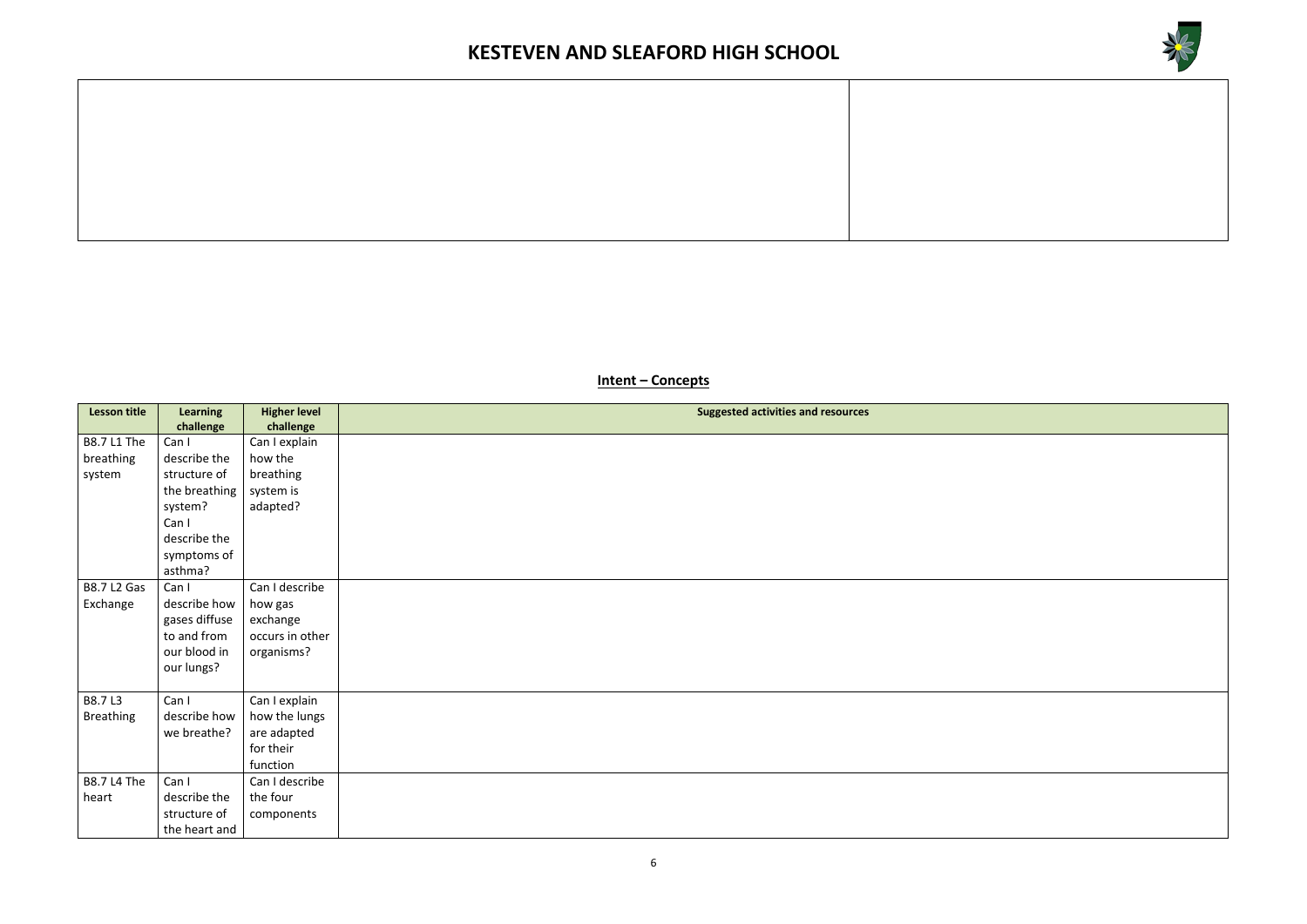| | |
|---|---|
| | |

## Intent – Concepts

| Lesson title | Learning challenge | Higher level challenge | Suggested activities and resources |
|---|---|---|---|
| B8.7 L1 The breathing system | Can I describe the structure of the breathing system? Can I describe the symptoms of asthma? | Can I explain how the breathing system is adapted? | |
| B8.7 L2 Gas Exchange | Can I describe how gases diffuse to and from our blood in our lungs? | Can I describe how gas exchange occurs in other organisms? | |
| B8.7 L3 Breathing | Can I describe how we breathe? | Can I explain how the lungs are adapted for their function | |
| B8.7 L4 The heart | Can I describe the structure of the heart and | Can I describe the four components | |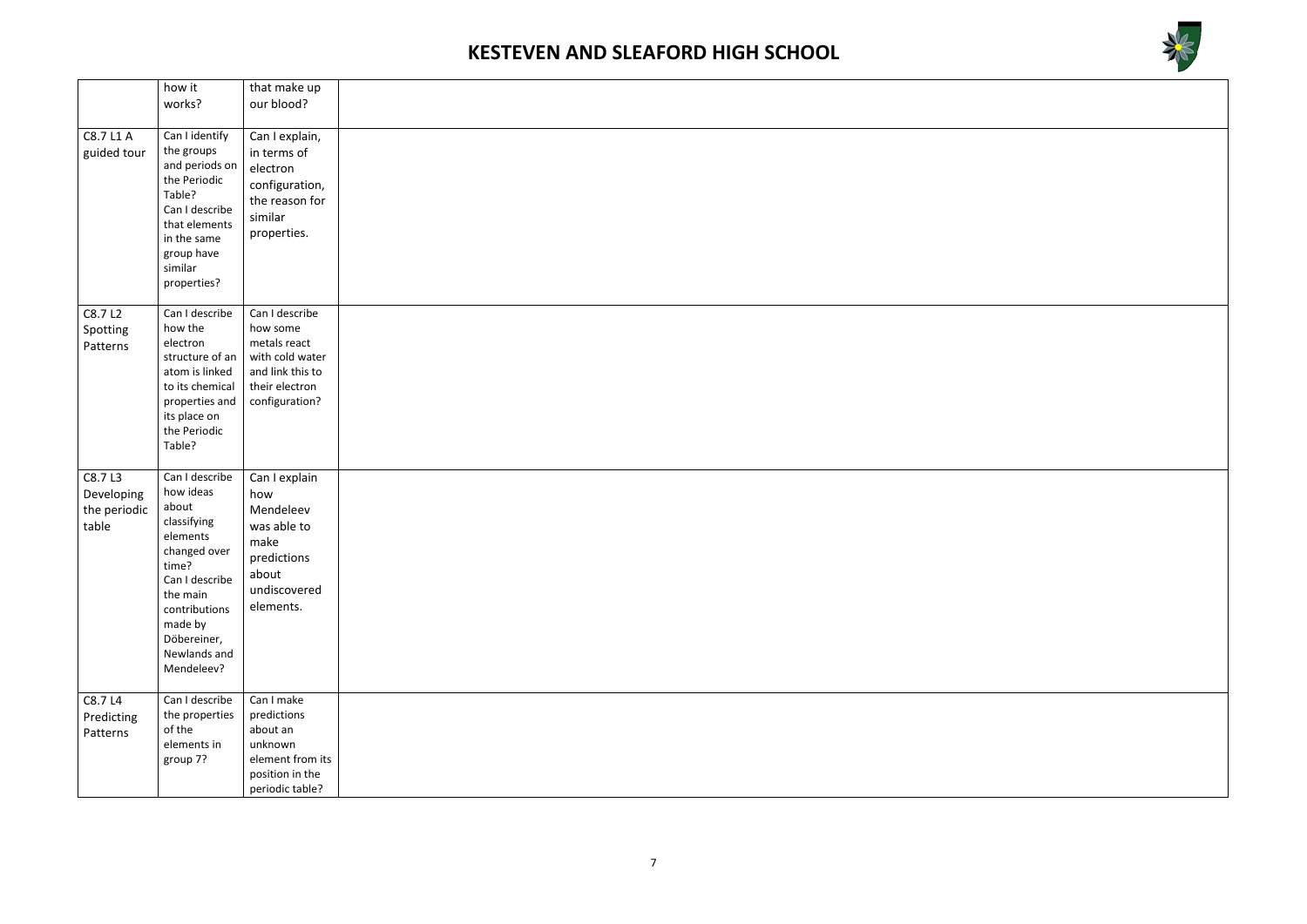| | | | |
|---|---|---|---|
| | how it works? | that make up our blood? | |
| C8.7 L1 A guided tour | Can I identify the groups and periods on the Periodic Table? Can I describe that elements in the same group have similar properties? | Can I explain, in terms of electron configuration, the reason for similar properties. | |
| C8.7 L2 Spotting Patterns | Can I describe how the electron structure of an atom is linked to its chemical properties and its place on the Periodic Table? | Can I describe how some metals react with cold water and link this to their electron configuration? | |
| C8.7 L3 Developing the periodic table | Can I describe how ideas about classifying elements changed over time? Can I describe the main contributions made by Döbereiner, Newlands and Mendeleev? | Can I explain how Mendeleev was able to make predictions about undiscovered elements. | |
| C8.7 L4 Predicting Patterns | Can I describe the properties of the elements in group 7? | Can I make predictions about an unknown element from its position in the periodic table? | |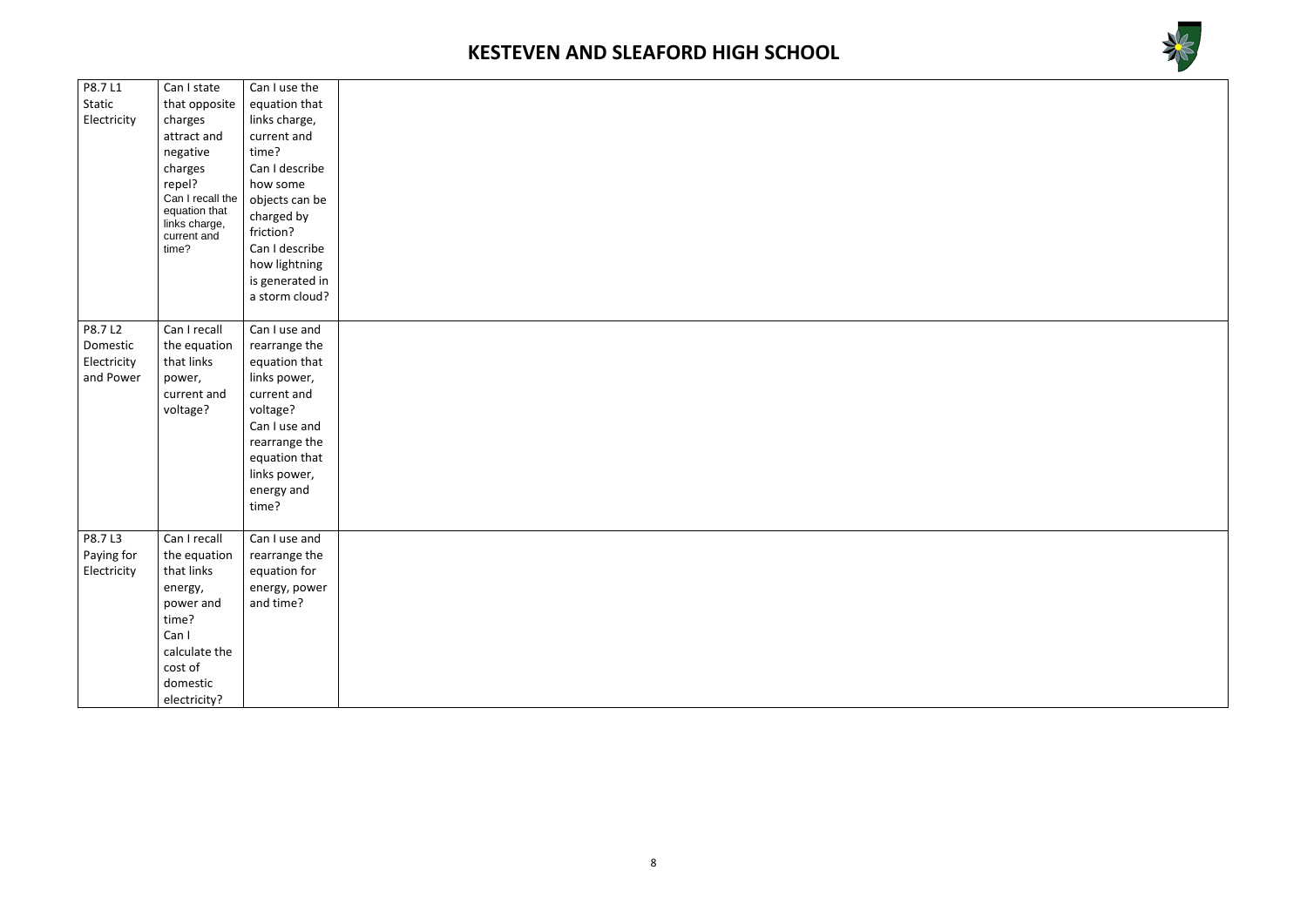| | | | |
|---|---|---|---|
| P8.7 L1 Static Electricity | Can I state that opposite charges attract and negative charges repel? Can I recall the equation that links charge, current and time? | Can I use the equation that links charge, current and time? Can I describe how some objects can be charged by friction? Can I describe how lightning is generated in a storm cloud? | |
| P8.7 L2 Domestic Electricity and Power | Can I recall the equation that links power, current and voltage? | Can I use and rearrange the equation that links power, current and voltage? Can I use and rearrange the equation that links power, energy and time? | |
| P8.7 L3 Paying for Electricity | Can I recall the equation that links energy, power and time? Can I calculate the cost of domestic electricity? | Can I use and rearrange the equation for energy, power and time? | |